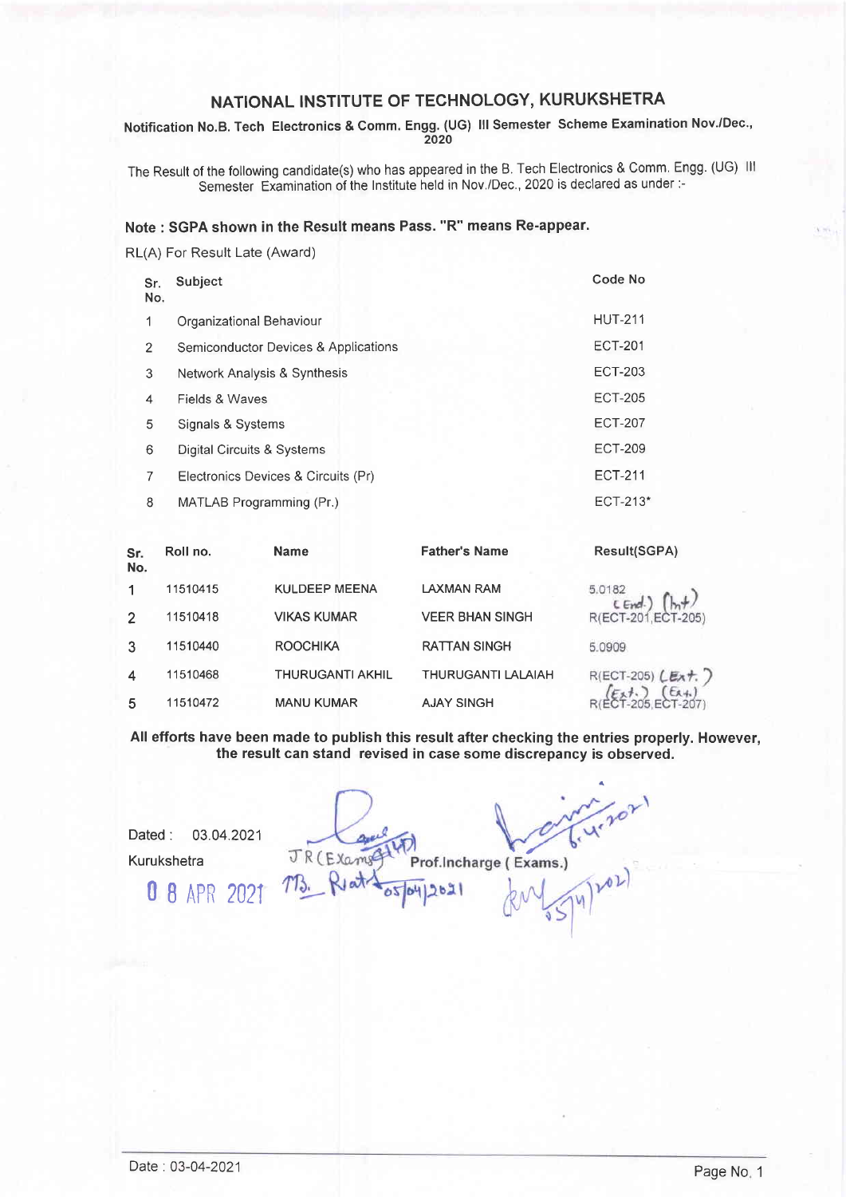# NATIONAL INSTITUTE OF TECHNOLOGY, KURUKSHETRA

**Notification No.B. Tech Electronics & Comm. Engg. (UG) III Semester Scheme Examination Nov./Dec., 2020**

The Result of the following candidate(s) who has appeared in the B. Tech Electronics & Comm. Engg. (UG) III Semester Examination of the Institute held in Nov./Dec., 2020 is declared as under :-

**Note : SGPA shown in the Result means Pass. "R" means Re-appear.**

RL(A) For Result Late (Award)

| Sr. No. | Subject | Code No |
|---|---|---|
| 1 | Organizational Behaviour | HUT-211 |
| 2 | Semiconductor Devices & Applications | ECT-201 |
| 3 | Network Analysis & Synthesis | ECT-203 |
| 4 | Fields & Waves | ECT-205 |
| 5 | Signals & Systems | ECT-207 |
| 6 | Digital Circuits & Systems | ECT-209 |
| 7 | Electronics Devices & Circuits (Pr) | ECT-211 |
| 8 | MATLAB Programming (Pr.) | ECT-213* |

| Sr. No. | Roll no. | Name | Father's Name | Result(SGPA) |
|---|---|---|---|---|
| 1 | 11510415 | KULDEEP MEENA | LAXMAN RAM | 5.0182 |
| 2 | 11510418 | VIKAS KUMAR | VEER BHAN SINGH | R(ECT-201,ECT-205) (End.) (Int.) |
| 3 | 11510440 | ROOCHIKA | RATTAN SINGH | 5.0909 |
| 4 | 11510468 | THURUGANTI AKHIL | THURUGANTI LALAIAH | R(ECT-205) (Ext.) |
| 5 | 11510472 | MANU KUMAR | AJAY SINGH | R(ECT-205,ECT-207) (Ext.) (Ext.) |

**All efforts have been made to publish this result after checking the entries properly. However, the result can stand revised in case some discrepancy is observed.**

Dated : 03.04.2021

Kurukshetra

08 APR 2021

JR (Exams) 05/04/2021

Prof.Incharge ( Exams.) 6-4-2021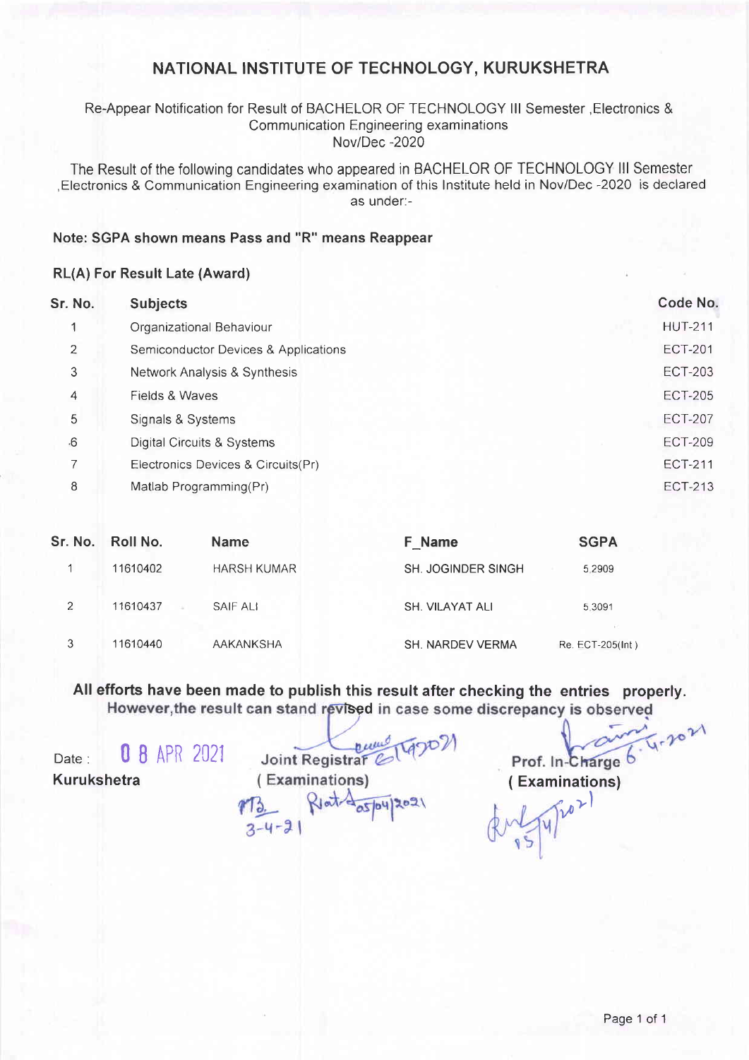# NATIONAL INSTITUTE OF TECHNOLOGY, KURUKSHETRA

Re-Appear Notification for Result of BACHELOR OF TECHNOLOGY III Semester ,Electronics & Communication Engineering examinations
Nov/Dec -2020

The Result of the following candidates who appeared in BACHELOR OF TECHNOLOGY III Semester ,Electronics & Communication Engineering examination of this Institute held in Nov/Dec -2020 is declared as under:-

**Note: SGPA shown means Pass and "R" means Reappear**

**RL(A) For Result Late (Award)**

| Sr. No. | Subjects | Code No. |
|---|---|---|
| 1 | Organizational Behaviour | HUT-211 |
| 2 | Semiconductor Devices & Applications | ECT-201 |
| 3 | Network Analysis & Synthesis | ECT-203 |
| 4 | Fields & Waves | ECT-205 |
| 5 | Signals & Systems | ECT-207 |
| 6 | Digital Circuits & Systems | ECT-209 |
| 7 | Electronics Devices & Circuits(Pr) | ECT-211 |
| 8 | Matlab Programming(Pr) | ECT-213 |

| Sr. No. | Roll No. | Name | F_Name | SGPA |
|---|---|---|---|---|
| 1 | 11610402 | HARSH KUMAR | SH. JOGINDER SINGH | 5.2909 |
| 2 | 11610437 | SAIF ALI | SH. VILAYAT ALI | 5.3091 |
| 3 | 11610440 | AAKANKSHA | SH. NARDEV VERMA | Re. ECT-205(Int ) |

**All efforts have been made to publish this result after checking the entries properly. However,the result can stand revised in case some discrepancy is observed**

Date : 08 APR 2021
**Kurukshetra**

Joint Registrar
( Examinations)

Prof. In-Charge
( Examinations)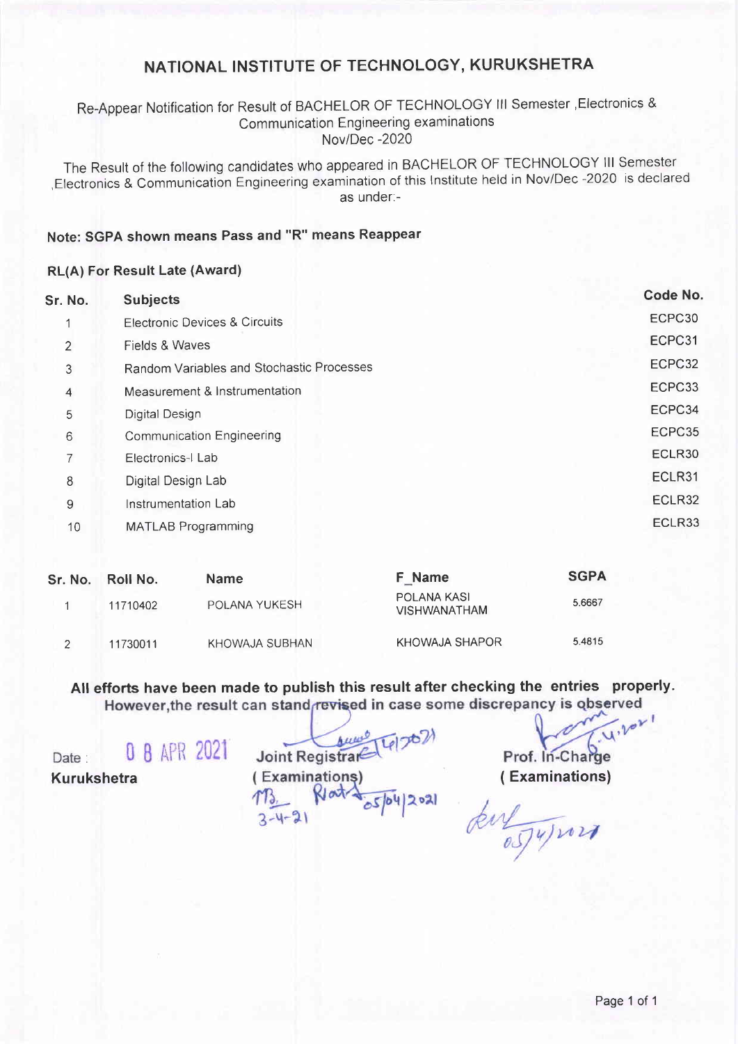# NATIONAL INSTITUTE OF TECHNOLOGY, KURUKSHETRA

Re-Appear Notification for Result of BACHELOR OF TECHNOLOGY III Semester ,Electronics & Communication Engineering examinations
Nov/Dec -2020

The Result of the following candidates who appeared in BACHELOR OF TECHNOLOGY III Semester ,Electronics & Communication Engineering examination of this Institute held in Nov/Dec -2020 is declared as under:-

**Note: SGPA shown means Pass and "R" means Reappear**

**RL(A) For Result Late (Award)**

| Sr. No. | Subjects | Code No. |
|---|---|---|
| 1 | Electronic Devices & Circuits | ECPC30 |
| 2 | Fields & Waves | ECPC31 |
| 3 | Random Variables and Stochastic Processes | ECPC32 |
| 4 | Measurement & Instrumentation | ECPC33 |
| 5 | Digital Design | ECPC34 |
| 6 | Communication Engineering | ECPC35 |
| 7 | Electronics-I Lab | ECLR30 |
| 8 | Digital Design Lab | ECLR31 |
| 9 | Instrumentation Lab | ECLR32 |
| 10 | MATLAB Programming | ECLR33 |

| Sr. No. | Roll No. | Name | F_Name | SGPA |
|---|---|---|---|---|
| 1 | 11710402 | POLANA YUKESH | POLANA KASI VISHWANATHAM | 5.6667 |
| 2 | 11730011 | KHOWAJA SUBHAN | KHOWAJA SHAPOR | 5.4815 |

**All efforts have been made to publish this result after checking the entries properly. However,the result can stand revised in case some discrepancy is observed**

Date : 08 APR 2021
**Kurukshetra**

**Joint Registrar**
**( Examinations)**

**Prof. In-Charge**
**( Examinations)**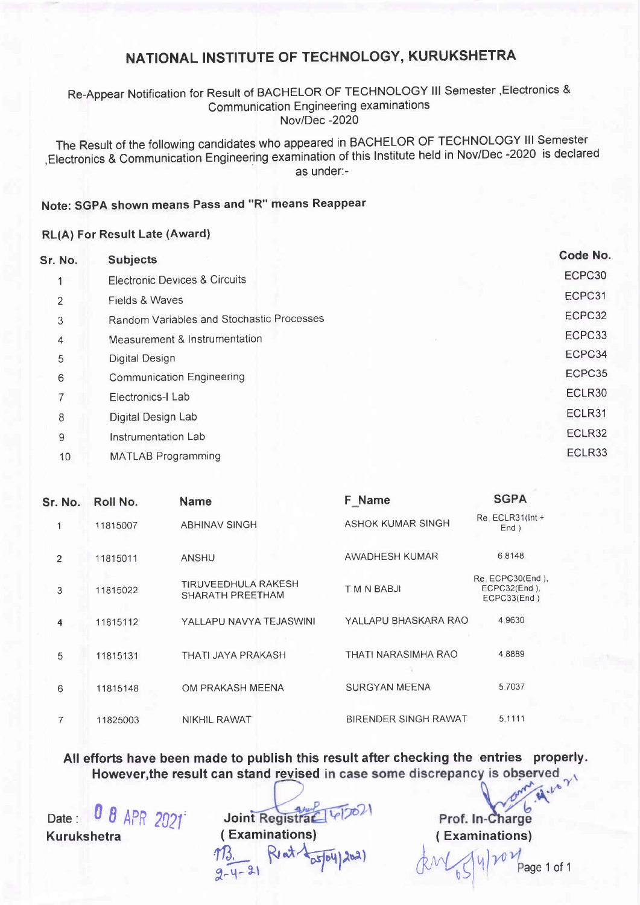# NATIONAL INSTITUTE OF TECHNOLOGY, KURUKSHETRA

Re-Appear Notification for Result of BACHELOR OF TECHNOLOGY III Semester ,Electronics & Communication Engineering examinations
Nov/Dec -2020

The Result of the following candidates who appeared in BACHELOR OF TECHNOLOGY III Semester ,Electronics & Communication Engineering examination of this Institute held in Nov/Dec -2020 is declared as under:-

**Note: SGPA shown means Pass and "R" means Reappear**

**RL(A) For Result Late (Award)**

| Sr. No. | Subjects | Code No. |
|---|---|---|
| 1 | Electronic Devices & Circuits | ECPC30 |
| 2 | Fields & Waves | ECPC31 |
| 3 | Random Variables and Stochastic Processes | ECPC32 |
| 4 | Measurement & Instrumentation | ECPC33 |
| 5 | Digital Design | ECPC34 |
| 6 | Communication Engineering | ECPC35 |
| 7 | Electronics-I Lab | ECLR30 |
| 8 | Digital Design Lab | ECLR31 |
| 9 | Instrumentation Lab | ECLR32 |
| 10 | MATLAB Programming | ECLR33 |

| Sr. No. | Roll No. | Name | F_Name | SGPA |
|---|---|---|---|---|
| 1 | 11815007 | ABHINAV SINGH | ASHOK KUMAR SINGH | Re. ECLR31(Int + End ) |
| 2 | 11815011 | ANSHU | AWADHESH KUMAR | 6.8148 |
| 3 | 11815022 | TIRUVEEDHULA RAKESH SHARATH PREETHAM | T M N BABJI | Re. ECPC30(End ), ECPC32(End ), ECPC33(End ) |
| 4 | 11815112 | YALLAPU NAVYA TEJASWINI | YALLAPU BHASKARA RAO | 4.9630 |
| 5 | 11815131 | THATI JAYA PRAKASH | THATI NARASIMHA RAO | 4.8889 |
| 6 | 11815148 | OM PRAKASH MEENA | SURGYAN MEENA | 5.7037 |
| 7 | 11825003 | NIKHIL RAWAT | BIRENDER SINGH RAWAT | 5.1111 |

**All efforts have been made to publish this result after checking the entries properly. However,the result can stand revised in case some discrepancy is observed**

Date : 08 APR 2021
**Kurukshetra**

**Joint Registrar**
**( Examinations)**

**Prof. In-Charge**
**( Examinations)**